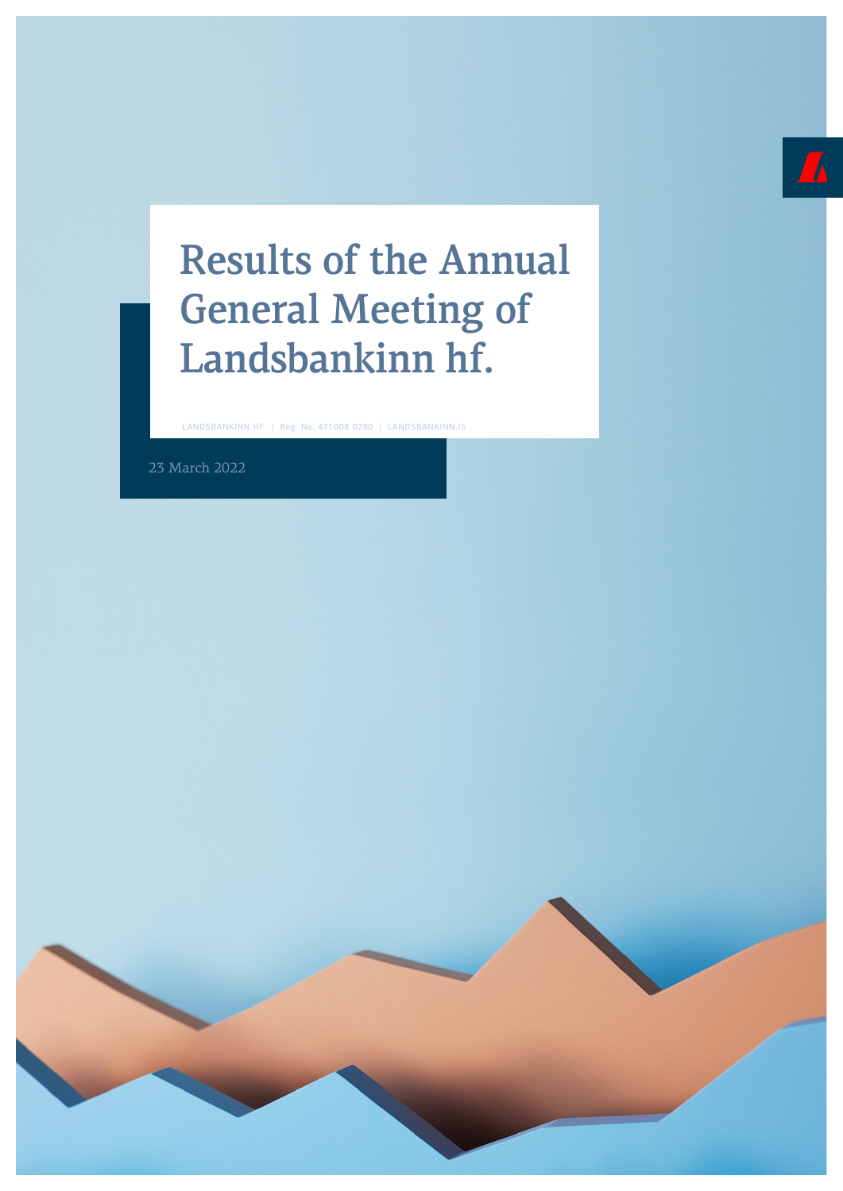# Results of the Annual General Meeting of Landsbankinn hf.

LANDSBANKINN HF. | Reg. No. 471008 0280 | LANDSBANKINN.IS

23 March 2022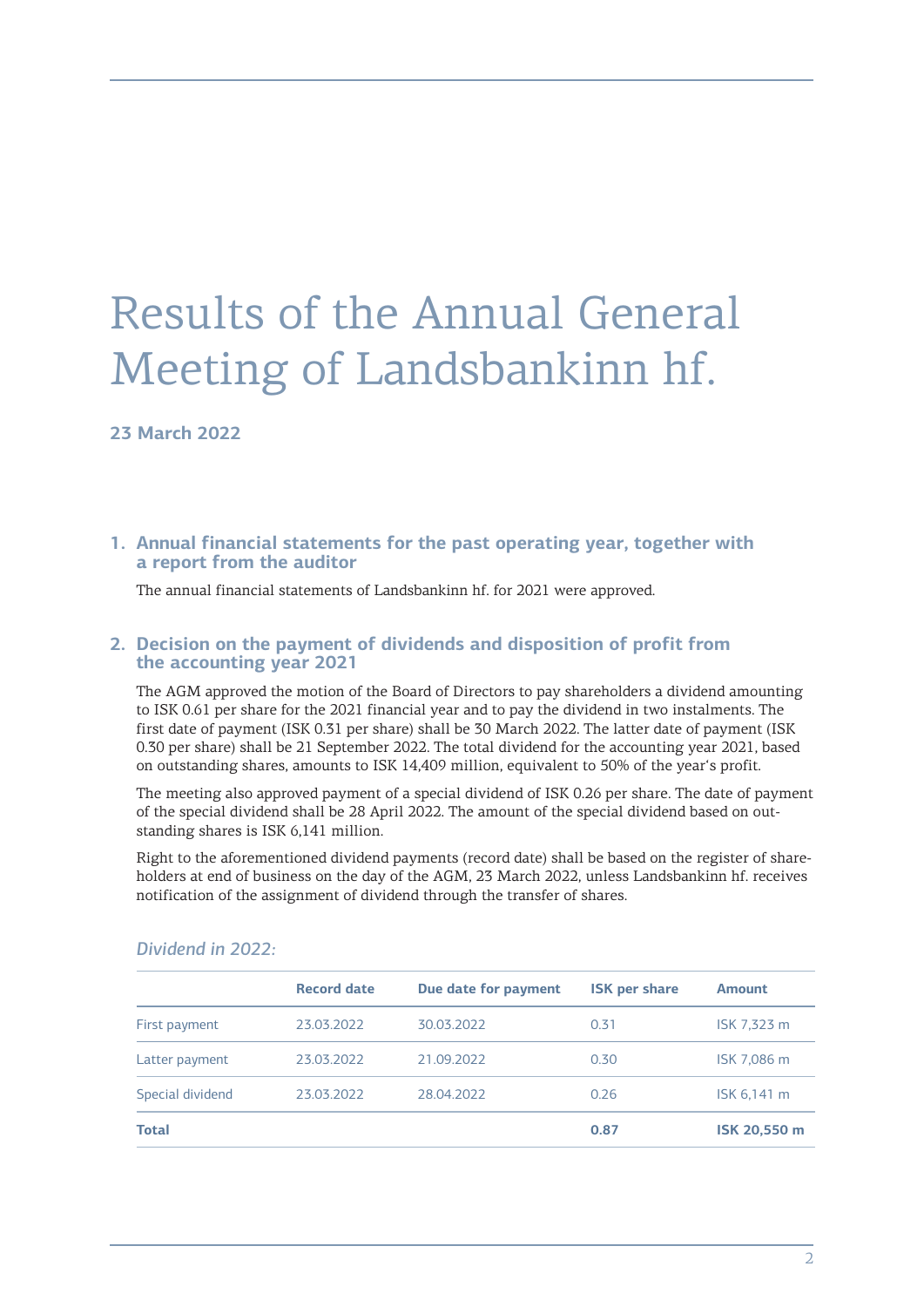# Results of the Annual General Meeting of Landsbankinn hf.

**23 March 2022**

## 1. Annual financial statements for the past operating year, together with a report from the auditor

The annual financial statements of Landsbankinn hf. for 2021 were approved.

## 2. Decision on the payment of dividends and disposition of profit from the accounting year 2021

The AGM approved the motion of the Board of Directors to pay shareholders a dividend amounting to ISK 0.61 per share for the 2021 financial year and to pay the dividend in two instalments. The first date of payment (ISK 0.31 per share) shall be 30 March 2022. The latter date of payment (ISK 0.30 per share) shall be 21 September 2022. The total dividend for the accounting year 2021, based on outstanding shares, amounts to ISK 14,409 million, equivalent to 50% of the year's profit.

The meeting also approved payment of a special dividend of ISK 0.26 per share. The date of payment of the special dividend shall be 28 April 2022. The amount of the special dividend based on outstanding shares is ISK 6,141 million.

Right to the aforementioned dividend payments (record date) shall be based on the register of shareholders at end of business on the day of the AGM, 23 March 2022, unless Landsbankinn hf. receives notification of the assignment of dividend through the transfer of shares.

*Dividend in 2022:*

| | Record date | Due date for payment | ISK per share | Amount |
|---|---|---|---|---|
| First payment | 23.03.2022 | 30.03.2022 | 0.31 | ISK 7,323 m |
| Latter payment | 23.03.2022 | 21.09.2022 | 0.30 | ISK 7,086 m |
| Special dividend | 23.03.2022 | 28.04.2022 | 0.26 | ISK 6,141 m |
| **Total** | | | **0.87** | **ISK 20,550 m** |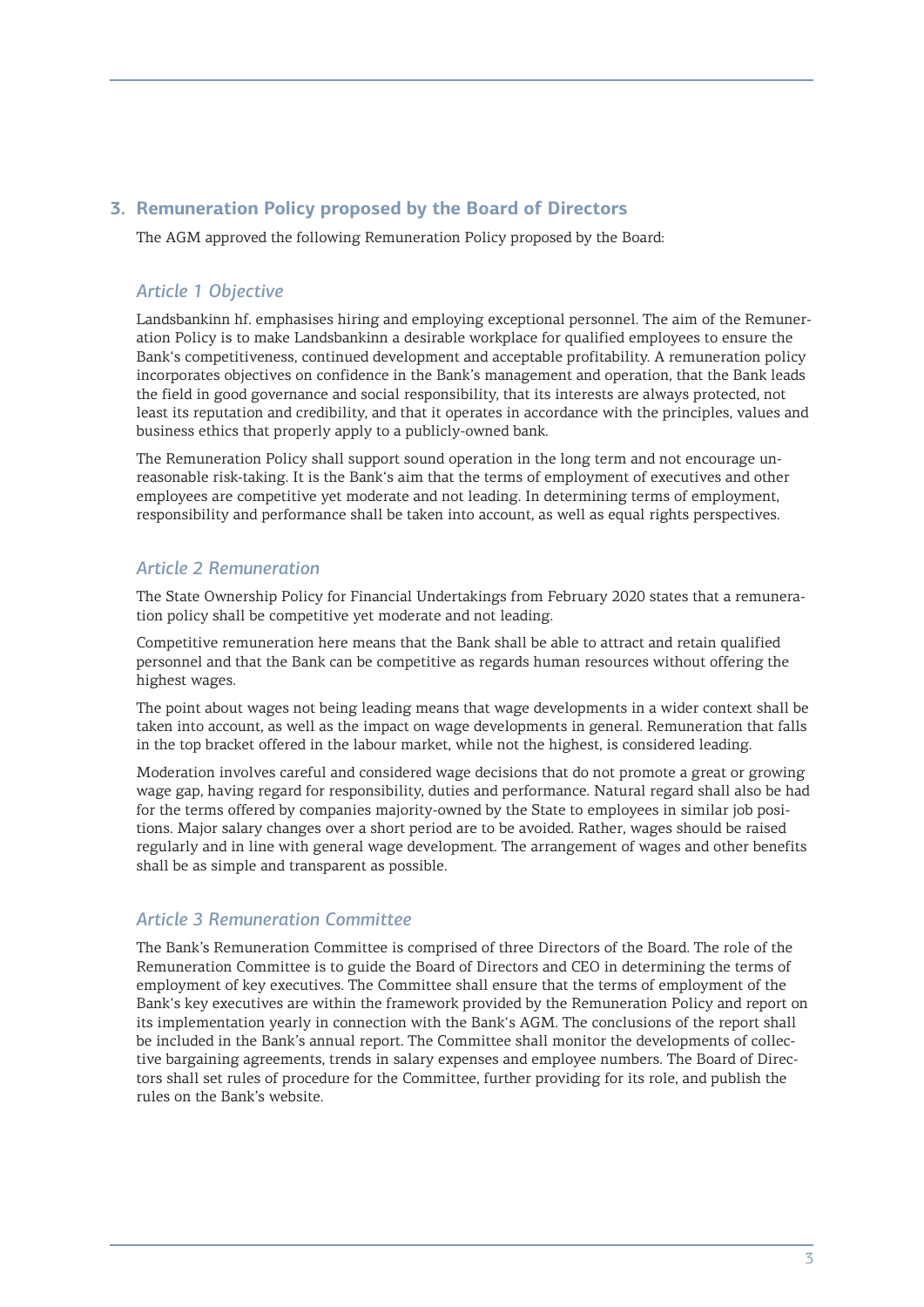## 3. Remuneration Policy proposed by the Board of Directors

The AGM approved the following Remuneration Policy proposed by the Board:

### *Article 1 Objective*

Landsbankinn hf. emphasises hiring and employing exceptional personnel. The aim of the Remuneration Policy is to make Landsbankinn a desirable workplace for qualified employees to ensure the Bank's competitiveness, continued development and acceptable profitability. A remuneration policy incorporates objectives on confidence in the Bank's management and operation, that the Bank leads the field in good governance and social responsibility, that its interests are always protected, not least its reputation and credibility, and that it operates in accordance with the principles, values and business ethics that properly apply to a publicly-owned bank.

The Remuneration Policy shall support sound operation in the long term and not encourage unreasonable risk-taking. It is the Bank's aim that the terms of employment of executives and other employees are competitive yet moderate and not leading. In determining terms of employment, responsibility and performance shall be taken into account, as well as equal rights perspectives.

### *Article 2 Remuneration*

The State Ownership Policy for Financial Undertakings from February 2020 states that a remuneration policy shall be competitive yet moderate and not leading.

Competitive remuneration here means that the Bank shall be able to attract and retain qualified personnel and that the Bank can be competitive as regards human resources without offering the highest wages.

The point about wages not being leading means that wage developments in a wider context shall be taken into account, as well as the impact on wage developments in general. Remuneration that falls in the top bracket offered in the labour market, while not the highest, is considered leading.

Moderation involves careful and considered wage decisions that do not promote a great or growing wage gap, having regard for responsibility, duties and performance. Natural regard shall also be had for the terms offered by companies majority-owned by the State to employees in similar job positions. Major salary changes over a short period are to be avoided. Rather, wages should be raised regularly and in line with general wage development. The arrangement of wages and other benefits shall be as simple and transparent as possible.

### *Article 3 Remuneration Committee*

The Bank's Remuneration Committee is comprised of three Directors of the Board. The role of the Remuneration Committee is to guide the Board of Directors and CEO in determining the terms of employment of key executives. The Committee shall ensure that the terms of employment of the Bank's key executives are within the framework provided by the Remuneration Policy and report on its implementation yearly in connection with the Bank's AGM. The conclusions of the report shall be included in the Bank's annual report. The Committee shall monitor the developments of collective bargaining agreements, trends in salary expenses and employee numbers. The Board of Directors shall set rules of procedure for the Committee, further providing for its role, and publish the rules on the Bank's website.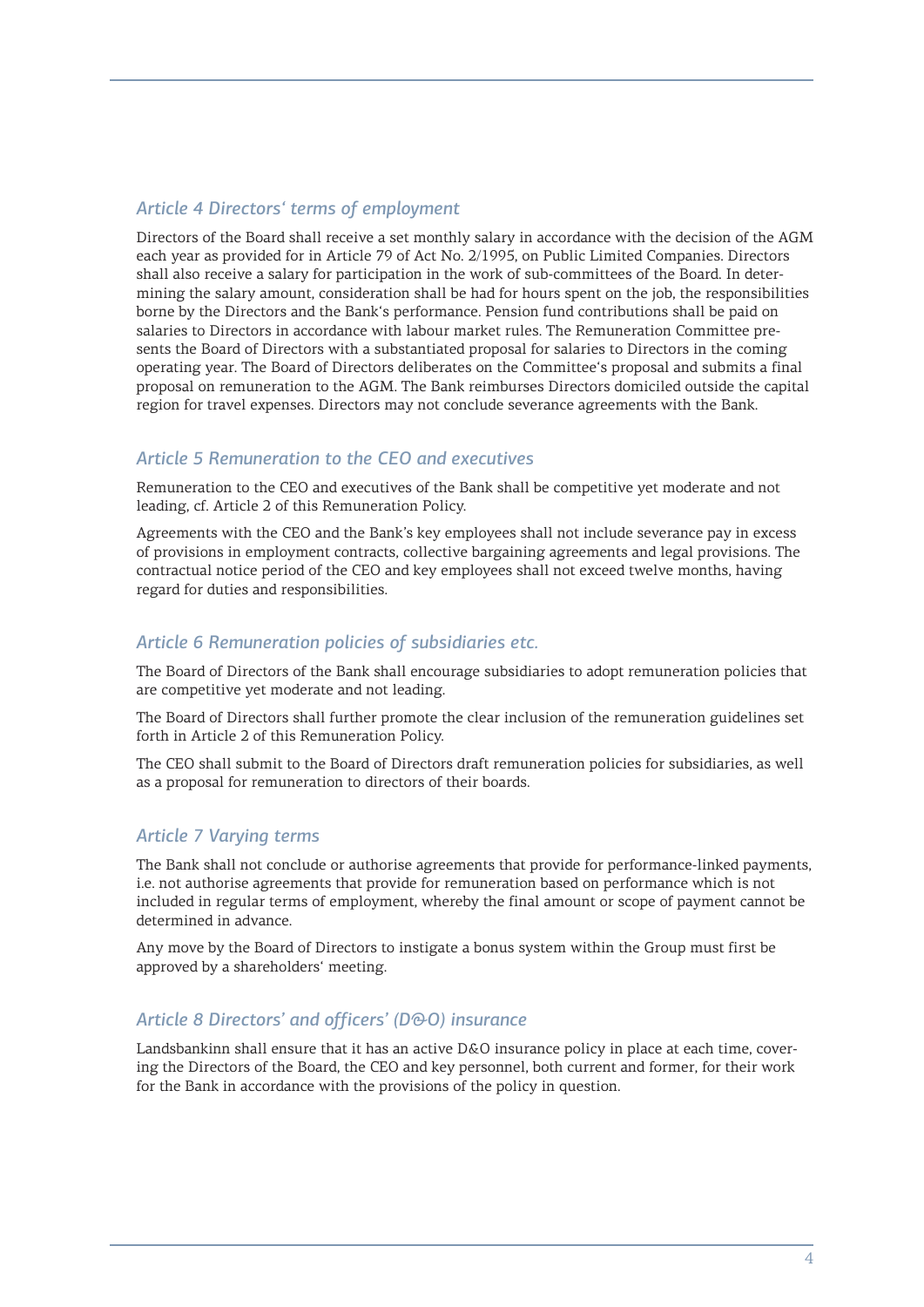### *Article 4 Directors' terms of employment*

Directors of the Board shall receive a set monthly salary in accordance with the decision of the AGM each year as provided for in Article 79 of Act No. 2/1995, on Public Limited Companies. Directors shall also receive a salary for participation in the work of sub-committees of the Board. In determining the salary amount, consideration shall be had for hours spent on the job, the responsibilities borne by the Directors and the Bank's performance. Pension fund contributions shall be paid on salaries to Directors in accordance with labour market rules. The Remuneration Committee presents the Board of Directors with a substantiated proposal for salaries to Directors in the coming operating year. The Board of Directors deliberates on the Committee's proposal and submits a final proposal on remuneration to the AGM. The Bank reimburses Directors domiciled outside the capital region for travel expenses. Directors may not conclude severance agreements with the Bank.

### *Article 5 Remuneration to the CEO and executives*

Remuneration to the CEO and executives of the Bank shall be competitive yet moderate and not leading, cf. Article 2 of this Remuneration Policy.

Agreements with the CEO and the Bank's key employees shall not include severance pay in excess of provisions in employment contracts, collective bargaining agreements and legal provisions. The contractual notice period of the CEO and key employees shall not exceed twelve months, having regard for duties and responsibilities.

### *Article 6 Remuneration policies of subsidiaries etc.*

The Board of Directors of the Bank shall encourage subsidiaries to adopt remuneration policies that are competitive yet moderate and not leading.

The Board of Directors shall further promote the clear inclusion of the remuneration guidelines set forth in Article 2 of this Remuneration Policy.

The CEO shall submit to the Board of Directors draft remuneration policies for subsidiaries, as well as a proposal for remuneration to directors of their boards.

### *Article 7 Varying terms*

The Bank shall not conclude or authorise agreements that provide for performance-linked payments, i.e. not authorise agreements that provide for remuneration based on performance which is not included in regular terms of employment, whereby the final amount or scope of payment cannot be determined in advance.

Any move by the Board of Directors to instigate a bonus system within the Group must first be approved by a shareholders' meeting.

### *Article 8 Directors' and officers' (D&O) insurance*

Landsbankinn shall ensure that it has an active D&O insurance policy in place at each time, covering the Directors of the Board, the CEO and key personnel, both current and former, for their work for the Bank in accordance with the provisions of the policy in question.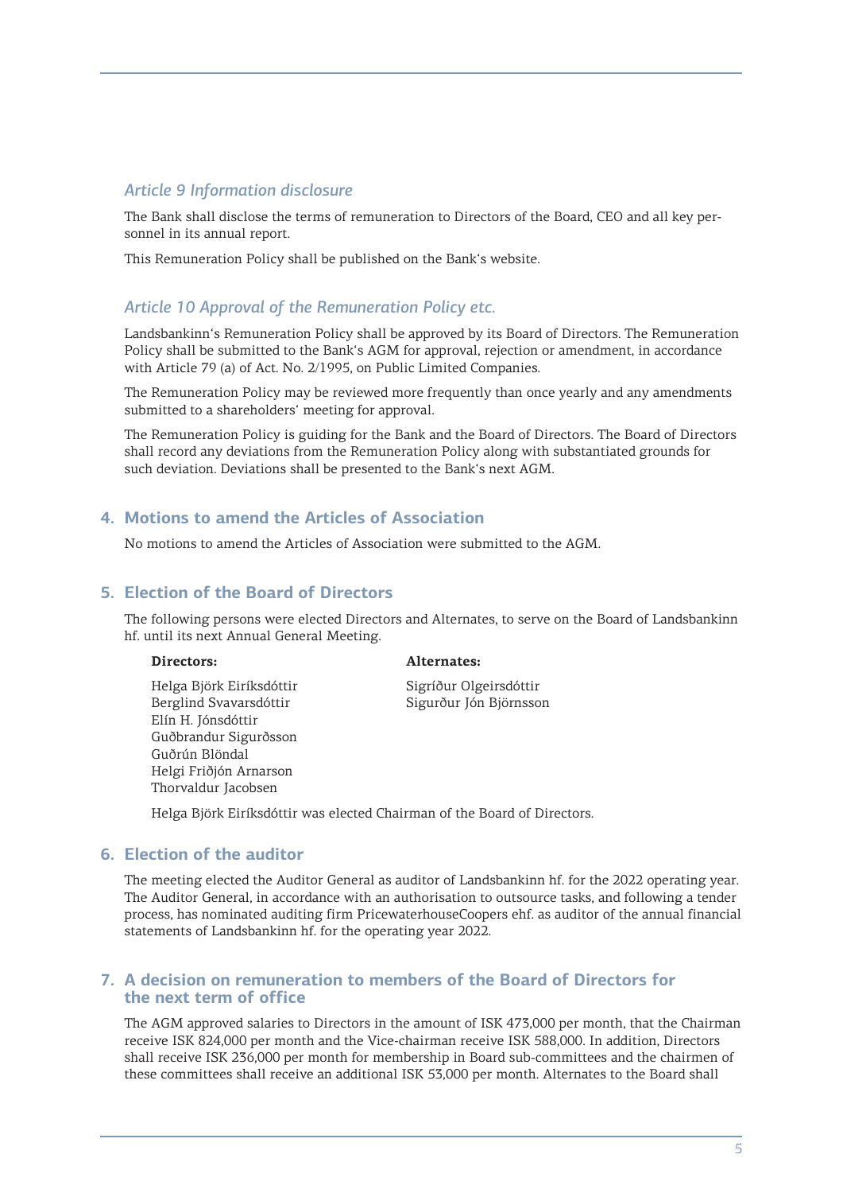### *Article 9 Information disclosure*

The Bank shall disclose the terms of remuneration to Directors of the Board, CEO and all key personnel in its annual report.

This Remuneration Policy shall be published on the Bank's website.

### *Article 10 Approval of the Remuneration Policy etc.*

Landsbankinn's Remuneration Policy shall be approved by its Board of Directors. The Remuneration Policy shall be submitted to the Bank's AGM for approval, rejection or amendment, in accordance with Article 79 (a) of Act. No. 2/1995, on Public Limited Companies.

The Remuneration Policy may be reviewed more frequently than once yearly and any amendments submitted to a shareholders' meeting for approval.

The Remuneration Policy is guiding for the Bank and the Board of Directors. The Board of Directors shall record any deviations from the Remuneration Policy along with substantiated grounds for such deviation. Deviations shall be presented to the Bank's next AGM.

## 4. Motions to amend the Articles of Association

No motions to amend the Articles of Association were submitted to the AGM.

## 5. Election of the Board of Directors

The following persons were elected Directors and Alternates, to serve on the Board of Landsbankinn hf. until its next Annual General Meeting.

| **Directors:** | **Alternates:** |
|---|---|
| Helga Björk Eiríksdóttir | Sigríður Olgeirsdóttir |
| Berglind Svavarsdóttir | Sigurður Jón Björnsson |
| Elín H. Jónsdóttir | |
| Guðbrandur Sigurðsson | |
| Guðrún Blöndal | |
| Helgi Friðjón Arnarson | |
| Thorvaldur Jacobsen | |

Helga Björk Eiríksdóttir was elected Chairman of the Board of Directors.

## 6. Election of the auditor

The meeting elected the Auditor General as auditor of Landsbankinn hf. for the 2022 operating year. The Auditor General, in accordance with an authorisation to outsource tasks, and following a tender process, has nominated auditing firm PricewaterhouseCoopers ehf. as auditor of the annual financial statements of Landsbankinn hf. for the operating year 2022.

## 7. A decision on remuneration to members of the Board of Directors for the next term of office

The AGM approved salaries to Directors in the amount of ISK 473,000 per month, that the Chairman receive ISK 824,000 per month and the Vice-chairman receive ISK 588,000. In addition, Directors shall receive ISK 236,000 per month for membership in Board sub-committees and the chairmen of these committees shall receive an additional ISK 53,000 per month. Alternates to the Board shall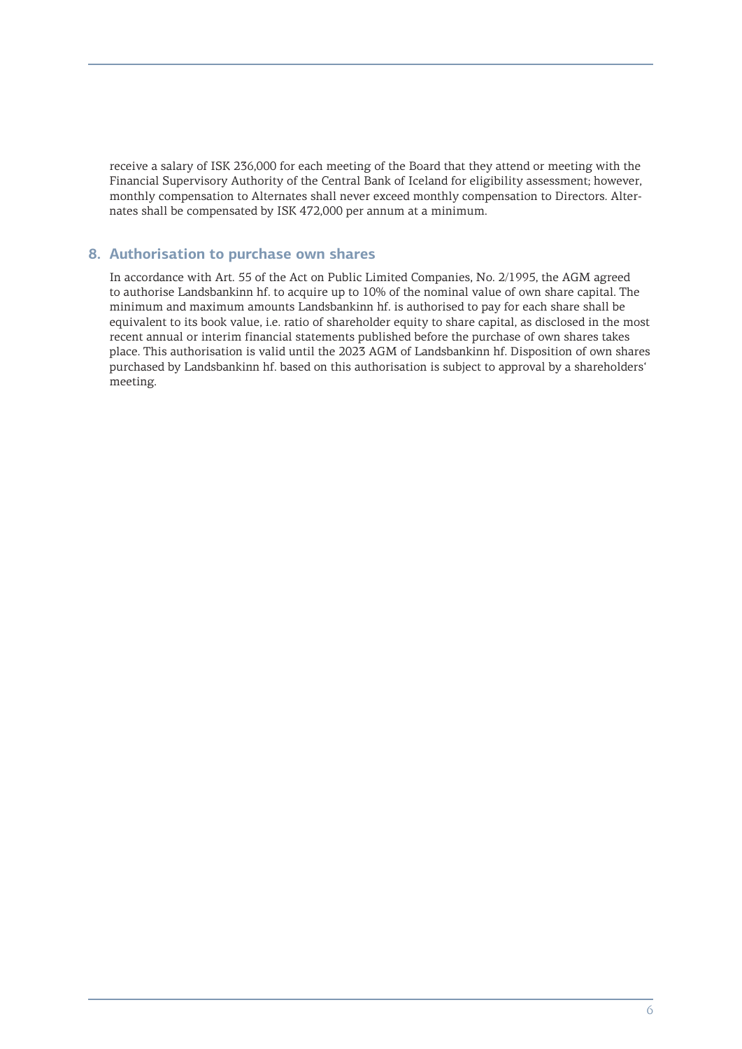receive a salary of ISK 236,000 for each meeting of the Board that they attend or meeting with the Financial Supervisory Authority of the Central Bank of Iceland for eligibility assessment; however, monthly compensation to Alternates shall never exceed monthly compensation to Directors. Alternates shall be compensated by ISK 472,000 per annum at a minimum.

## 8. Authorisation to purchase own shares

In accordance with Art. 55 of the Act on Public Limited Companies, No. 2/1995, the AGM agreed to authorise Landsbankinn hf. to acquire up to 10% of the nominal value of own share capital. The minimum and maximum amounts Landsbankinn hf. is authorised to pay for each share shall be equivalent to its book value, i.e. ratio of shareholder equity to share capital, as disclosed in the most recent annual or interim financial statements published before the purchase of own shares takes place. This authorisation is valid until the 2023 AGM of Landsbankinn hf. Disposition of own shares purchased by Landsbankinn hf. based on this authorisation is subject to approval by a shareholders' meeting.